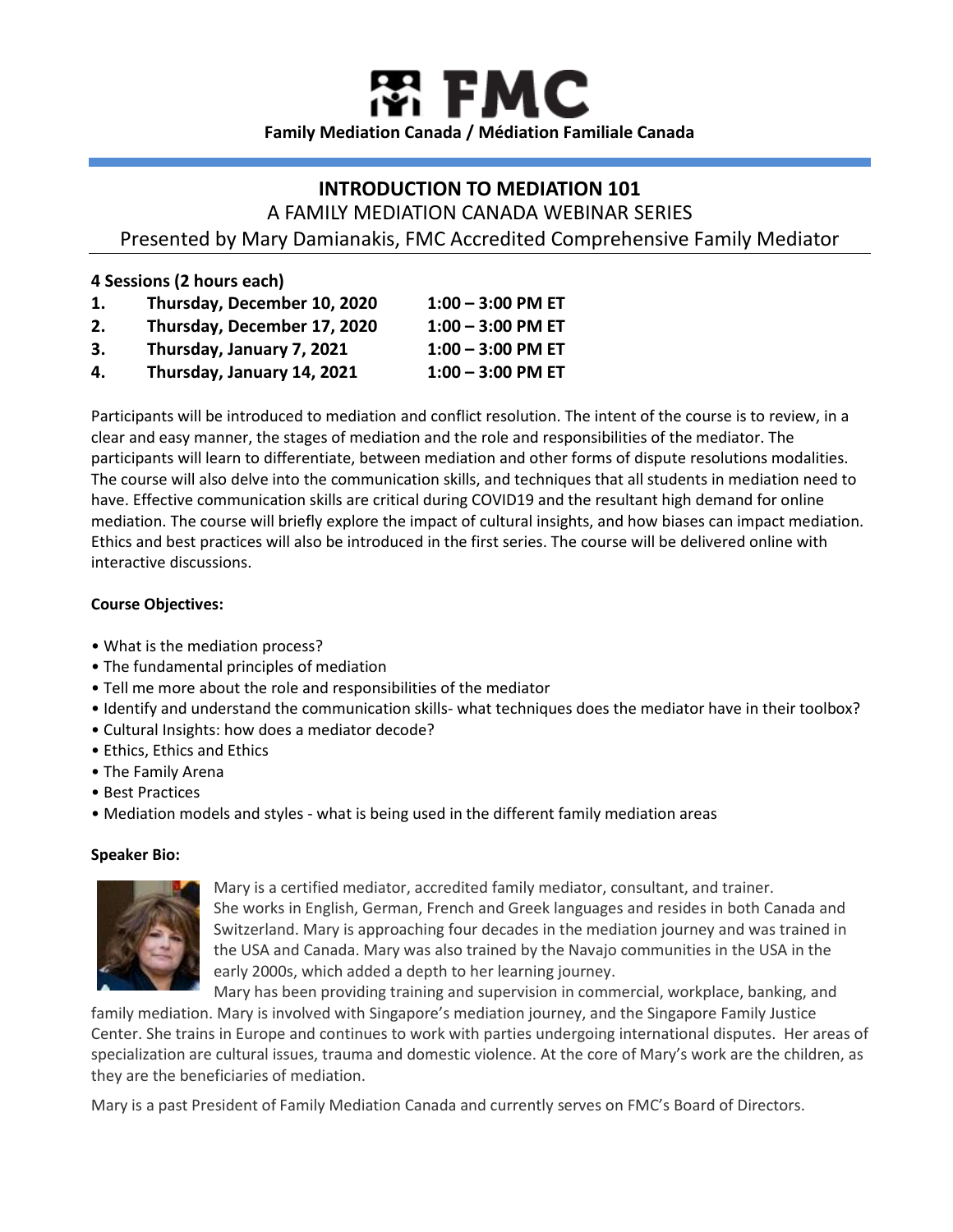# FMC

**Family Mediation Canada / Médiation Familiale Canada**

## INTRODUCTION TO MEDIATION 101

A FAMILY MEDIATION CANADA WEBINAR SERIES

Presented by Mary Damianakis, FMC Accredited Comprehensive Family Mediator

**4 Sessions (2 hours each)**

| | | |
|---|---|---|
| **1.** | **Thursday, December 10, 2020** | **1:00 – 3:00 PM ET** |
| **2.** | **Thursday, December 17, 2020** | **1:00 – 3:00 PM ET** |
| **3.** | **Thursday, January 7, 2021** | **1:00 – 3:00 PM ET** |
| **4.** | **Thursday, January 14, 2021** | **1:00 – 3:00 PM ET** |

Participants will be introduced to mediation and conflict resolution. The intent of the course is to review, in a clear and easy manner, the stages of mediation and the role and responsibilities of the mediator. The participants will learn to differentiate, between mediation and other forms of dispute resolutions modalities. The course will also delve into the communication skills, and techniques that all students in mediation need to have. Effective communication skills are critical during COVID19 and the resultant high demand for online mediation. The course will briefly explore the impact of cultural insights, and how biases can impact mediation. Ethics and best practices will also be introduced in the first series. The course will be delivered online with interactive discussions.

**Course Objectives:**

- What is the mediation process?
- The fundamental principles of mediation
- Tell me more about the role and responsibilities of the mediator
- Identify and understand the communication skills- what techniques does the mediator have in their toolbox?
- Cultural Insights: how does a mediator decode?
- Ethics, Ethics and Ethics
- The Family Arena
- Best Practices
- Mediation models and styles - what is being used in the different family mediation areas

**Speaker Bio:**

Mary is a certified mediator, accredited family mediator, consultant, and trainer. She works in English, German, French and Greek languages and resides in both Canada and Switzerland. Mary is approaching four decades in the mediation journey and was trained in the USA and Canada. Mary was also trained by the Navajo communities in the USA in the early 2000s, which added a depth to her learning journey.

Mary has been providing training and supervision in commercial, workplace, banking, and family mediation. Mary is involved with Singapore's mediation journey, and the Singapore Family Justice Center. She trains in Europe and continues to work with parties undergoing international disputes. Her areas of specialization are cultural issues, trauma and domestic violence. At the core of Mary's work are the children, as they are the beneficiaries of mediation.

Mary is a past President of Family Mediation Canada and currently serves on FMC's Board of Directors.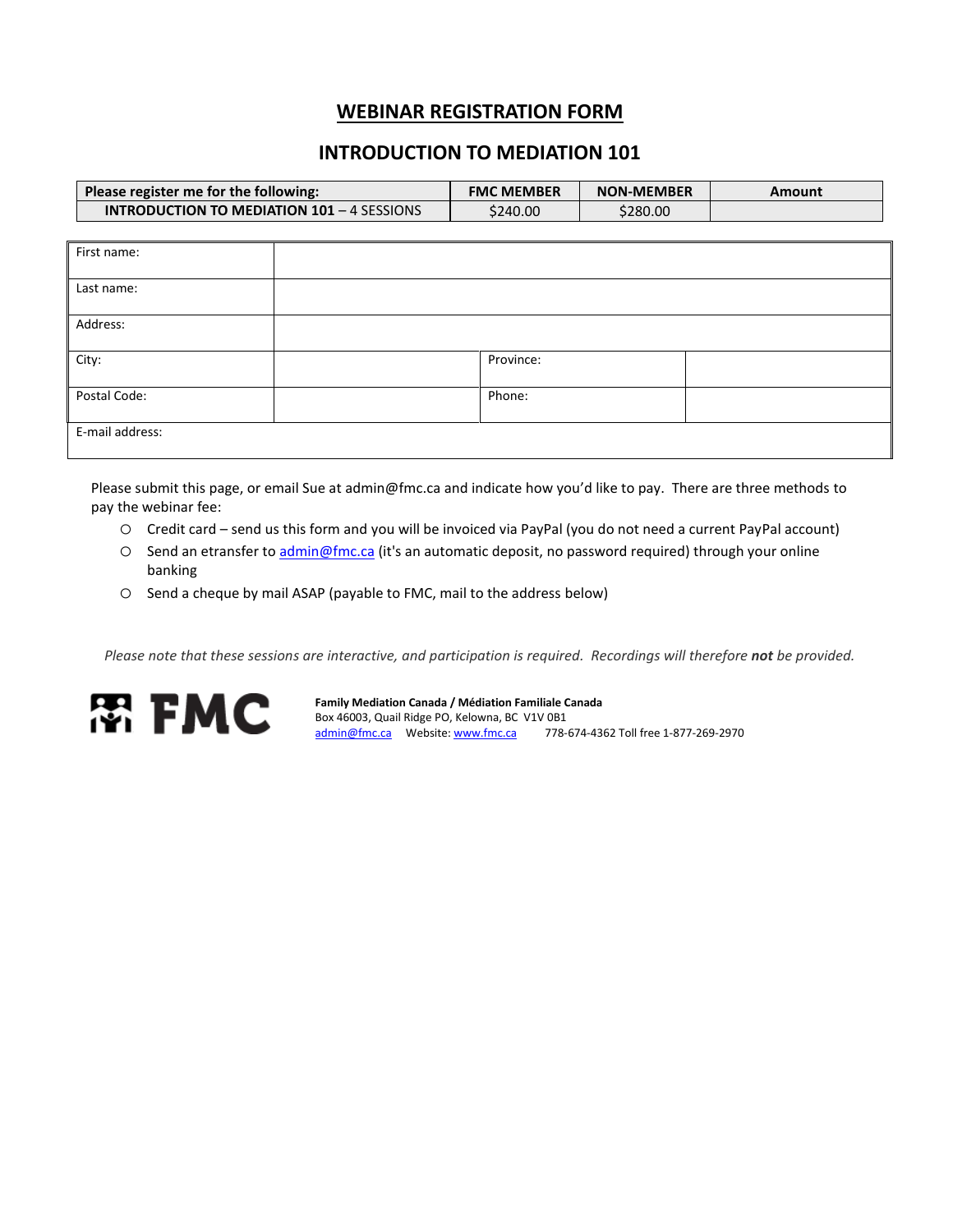# WEBINAR REGISTRATION FORM

## INTRODUCTION TO MEDIATION 101

| Please register me for the following: | FMC MEMBER | NON-MEMBER | Amount |
|---|---|---|---|
| **INTRODUCTION TO MEDIATION 101** – 4 SESSIONS | $240.00 | $280.00 | |

| | | | |
|---|---|---|---|
| First name: | | | |
| Last name: | | | |
| Address: | | | |
| City: | | Province: | |
| Postal Code: | | Phone: | |
| E-mail address: | | | |

Please submit this page, or email Sue at admin@fmc.ca and indicate how you'd like to pay. There are three methods to pay the webinar fee:

- Credit card – send us this form and you will be invoiced via PayPal (you do not need a current PayPal account)
- Send an etransfer to admin@fmc.ca (it's an automatic deposit, no password required) through your online banking
- Send a cheque by mail ASAP (payable to FMC, mail to the address below)

*Please note that these sessions are interactive, and participation is required. Recordings will therefore **not** be provided.*

FMC

**Family Mediation Canada / Médiation Familiale Canada**
Box 46003, Quail Ridge PO, Kelowna, BC V1V 0B1
admin@fmc.ca Website: www.fmc.ca 778-674-4362 Toll free 1-877-269-2970